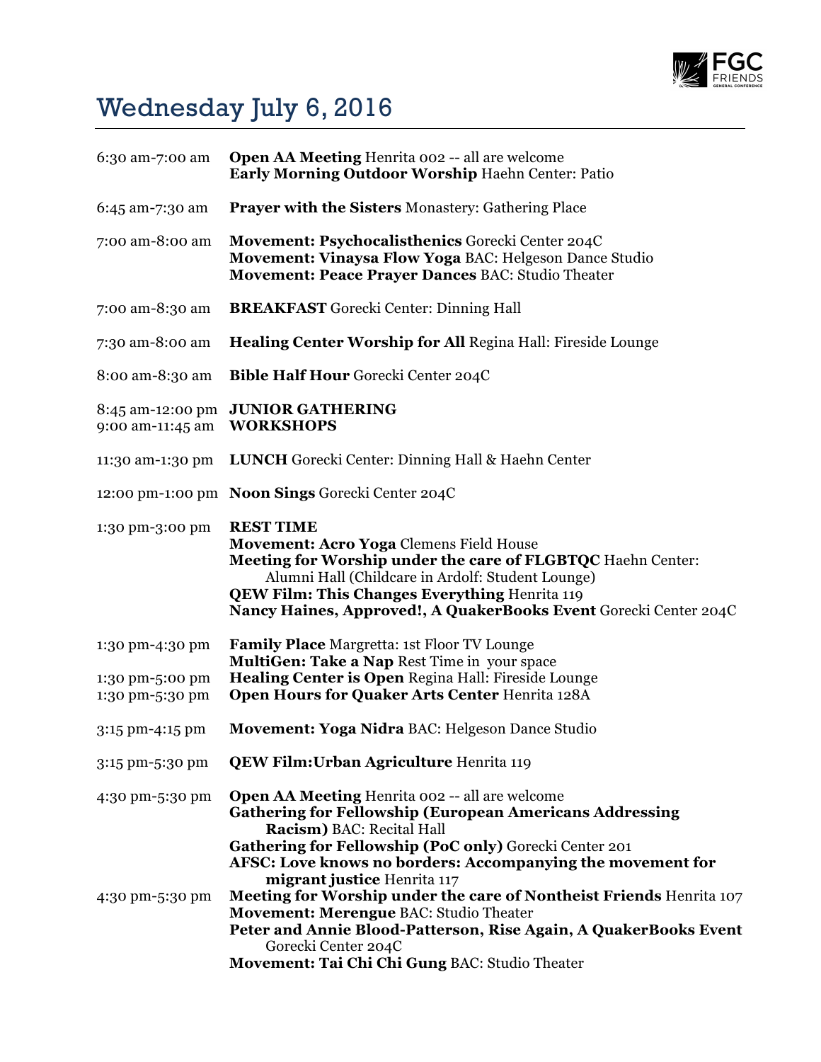# Wednesday July 6, 2016

| | |
|---|---|
| 6:30 am-7:00 am | **Open AA Meeting** Henrita 002 -- all are welcome<br>**Early Morning Outdoor Worship** Haehn Center: Patio |
| 6:45 am-7:30 am | **Prayer with the Sisters** Monastery: Gathering Place |
| 7:00 am-8:00 am | **Movement: Psychocalisthenics** Gorecki Center 204C<br>**Movement: Vinaysa Flow Yoga** BAC: Helgeson Dance Studio<br>**Movement: Peace Prayer Dances** BAC: Studio Theater |
| 7:00 am-8:30 am | **BREAKFAST** Gorecki Center: Dinning Hall |
| 7:30 am-8:00 am | **Healing Center Worship for All** Regina Hall: Fireside Lounge |
| 8:00 am-8:30 am | **Bible Half Hour** Gorecki Center 204C |
| 8:45 am-12:00 pm | **JUNIOR GATHERING** |
| 9:00 am-11:45 am | **WORKSHOPS** |
| 11:30 am-1:30 pm | **LUNCH** Gorecki Center: Dinning Hall & Haehn Center |
| 12:00 pm-1:00 pm | **Noon Sings** Gorecki Center 204C |
| 1:30 pm-3:00 pm | **REST TIME**<br>**Movement: Acro Yoga** Clemens Field House<br>**Meeting for Worship under the care of FLGBTQC** Haehn Center: Alumni Hall (Childcare in Ardolf: Student Lounge)<br>**QEW Film: This Changes Everything** Henrita 119<br>**Nancy Haines, Approved!, A QuakerBooks Event** Gorecki Center 204C |
| 1:30 pm-4:30 pm | **Family Place** Margretta: 1st Floor TV Lounge<br>**MultiGen: Take a Nap** Rest Time in your space |
| 1:30 pm-5:00 pm | **Healing Center is Open** Regina Hall: Fireside Lounge |
| 1:30 pm-5:30 pm | **Open Hours for Quaker Arts Center** Henrita 128A |
| 3:15 pm-4:15 pm | **Movement: Yoga Nidra** BAC: Helgeson Dance Studio |
| 3:15 pm-5:30 pm | **QEW Film:Urban Agriculture** Henrita 119 |
| 4:30 pm-5:30 pm | **Open AA Meeting** Henrita 002 -- all are welcome<br>**Gathering for Fellowship (European Americans Addressing Racism)** BAC: Recital Hall<br>**Gathering for Fellowship (PoC only)** Gorecki Center 201<br>**AFSC: Love knows no borders: Accompanying the movement for migrant justice** Henrita 117 |
| 4:30 pm-5:30 pm | **Meeting for Worship under the care of Nontheist Friends** Henrita 107<br>**Movement: Merengue** BAC: Studio Theater<br>**Peter and Annie Blood-Patterson, Rise Again, A QuakerBooks Event** Gorecki Center 204C<br>**Movement: Tai Chi Chi Gung** BAC: Studio Theater |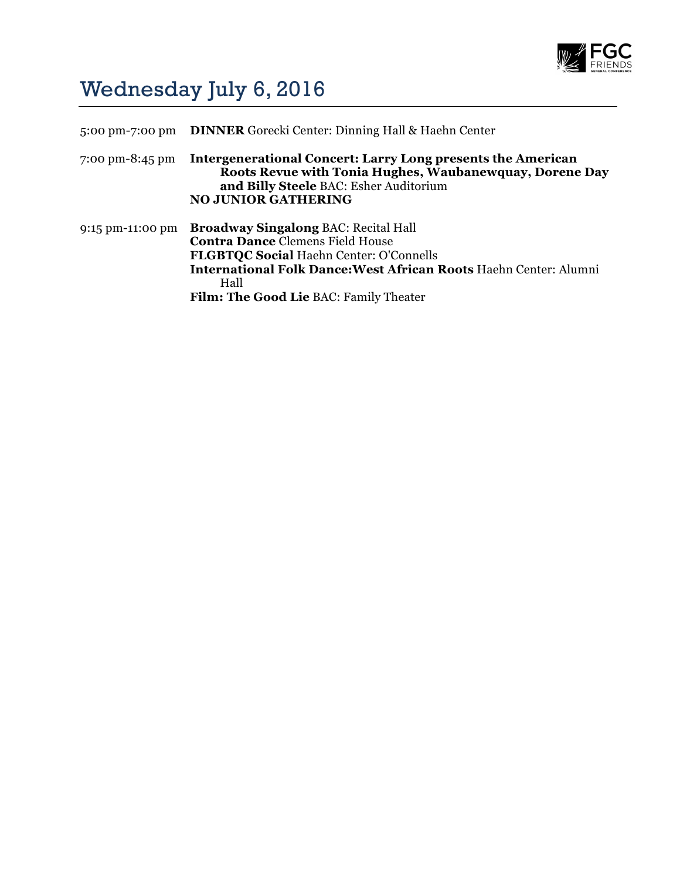# Wednesday July 6, 2016

5:00 pm-7:00 pm **DINNER** Gorecki Center: Dinning Hall & Haehn Center

7:00 pm-8:45 pm **Intergenerational Concert: Larry Long presents the American Roots Revue with Tonia Hughes, Waubanewquay, Dorene Day and Billy Steele** BAC: Esher Auditorium
**NO JUNIOR GATHERING**

9:15 pm-11:00 pm **Broadway Singalong** BAC: Recital Hall
**Contra Dance** Clemens Field House
**FLGBTQC Social** Haehn Center: O'Connells
**International Folk Dance:West African Roots** Haehn Center: Alumni Hall
**Film: The Good Lie** BAC: Family Theater